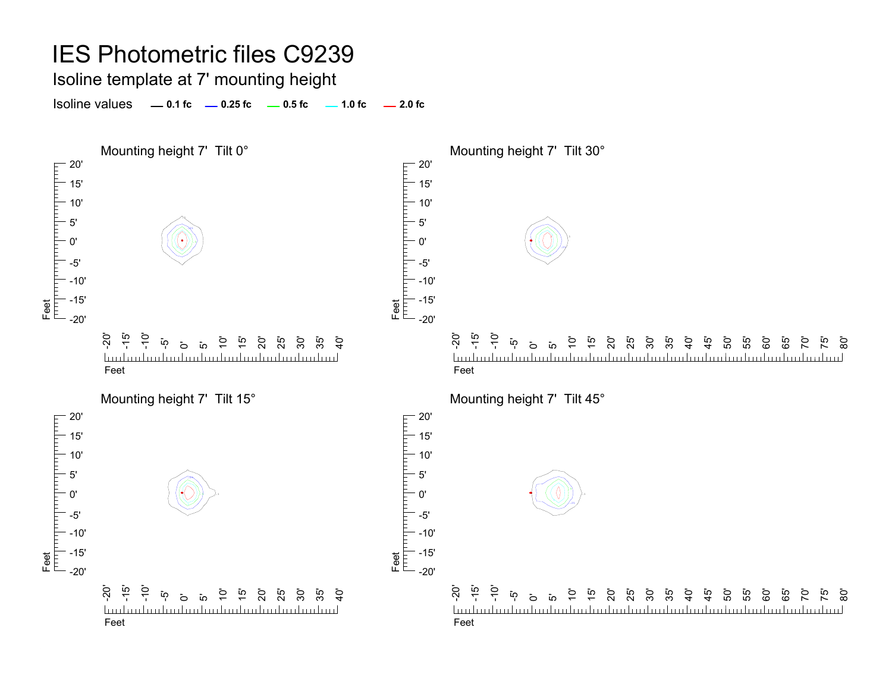# IES Photometric files C9239

## Isoline template at 7' mounting height

Isoline values — 0.1 fc — 0.25 fc — 0.5 fc — 1.0 fc — 2.0 fc

### Mounting height 7' Tilt 0°

### Mounting height 7' Tilt 30°

### Mounting height 7' Tilt 15°

### Mounting height 7' Tilt 45°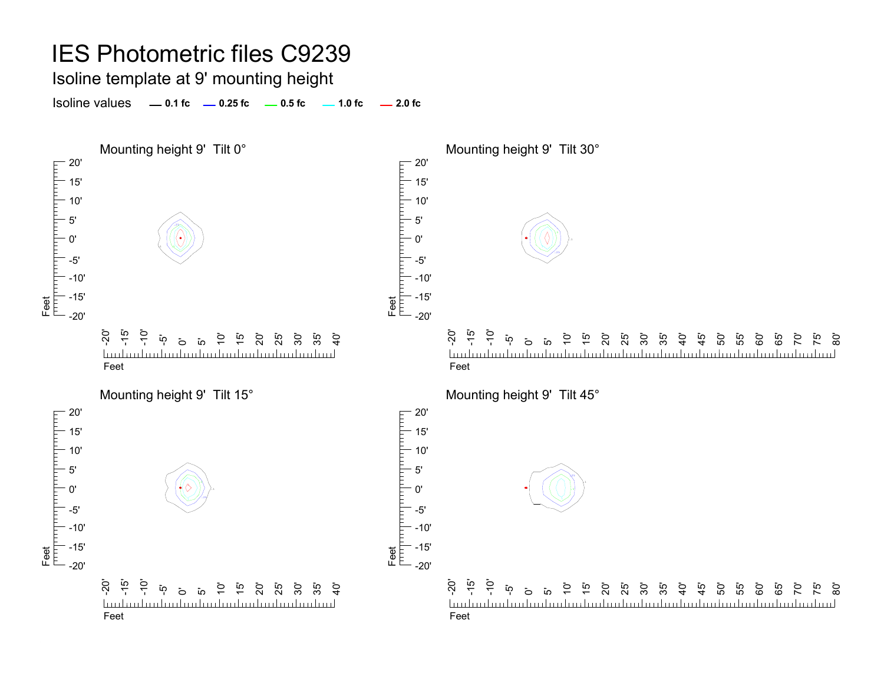# IES Photometric files C9239

## Isoline template at 9' mounting height

Isoline values — 0.1 fc — 0.25 fc — 0.5 fc — 1.0 fc — 2.0 fc

### Mounting height 9' Tilt 0°

### Mounting height 9' Tilt 30°

### Mounting height 9' Tilt 15°

### Mounting height 9' Tilt 45°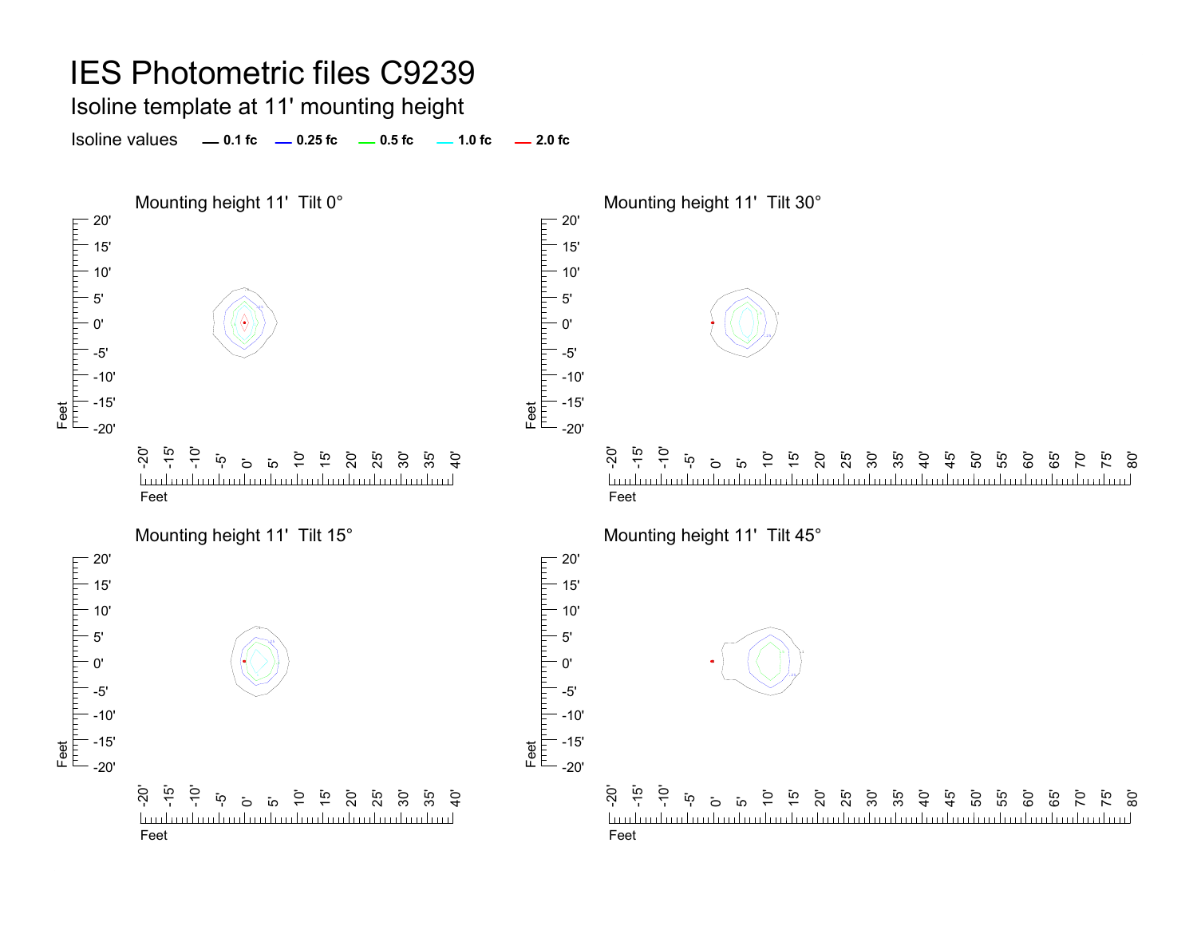# IES Photometric files C9239

## Isoline template at 11' mounting height

Isoline values — 0.1 fc — 0.25 fc — 0.5 fc — 1.0 fc — 2.0 fc

### Mounting height 11' Tilt 0°

### Mounting height 11' Tilt 30°

### Mounting height 11' Tilt 15°

### Mounting height 11' Tilt 45°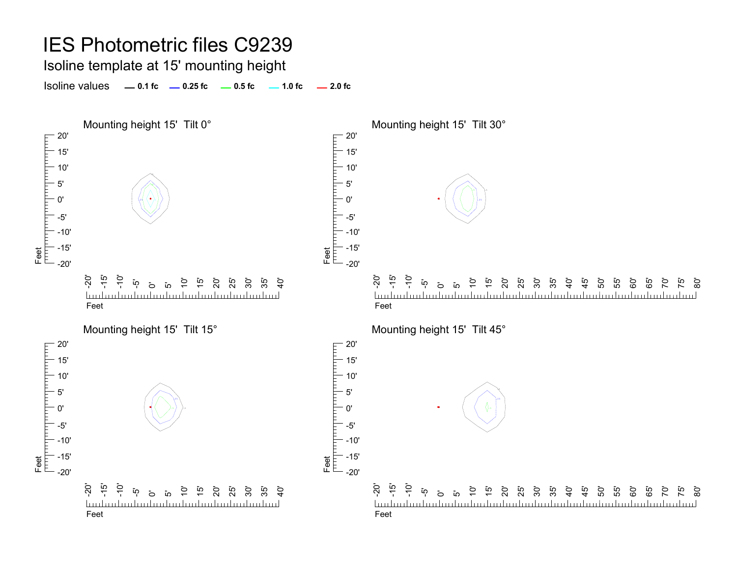# IES Photometric files C9239

## Isoline template at 15' mounting height

Isoline values — 0.1 fc — 0.25 fc — 0.5 fc — 1.0 fc — 2.0 fc

### Mounting height 15' Tilt 0°

### Mounting height 15' Tilt 30°

### Mounting height 15' Tilt 15°

### Mounting height 15' Tilt 45°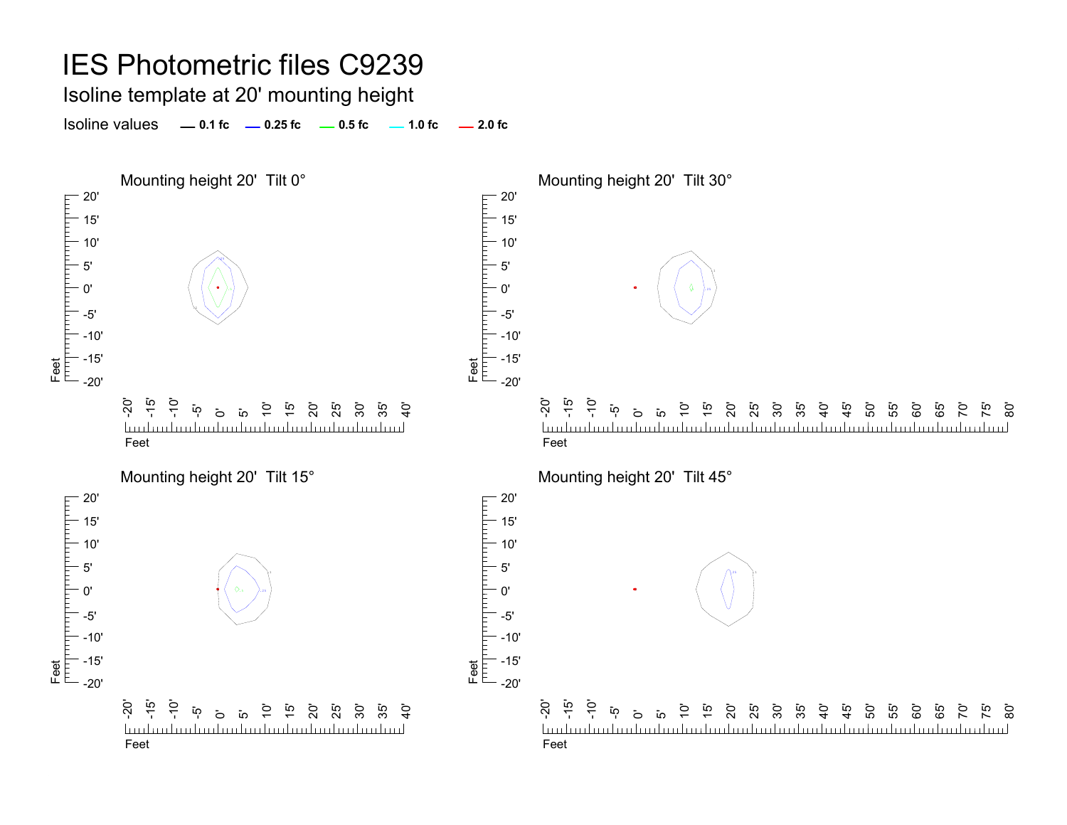# IES Photometric files C9239

## Isoline template at 20' mounting height

Isoline values — 0.1 fc — 0.25 fc — 0.5 fc — 1.0 fc — 2.0 fc

### Mounting height 20' Tilt 0°

### Mounting height 20' Tilt 30°

### Mounting height 20' Tilt 15°

### Mounting height 20' Tilt 45°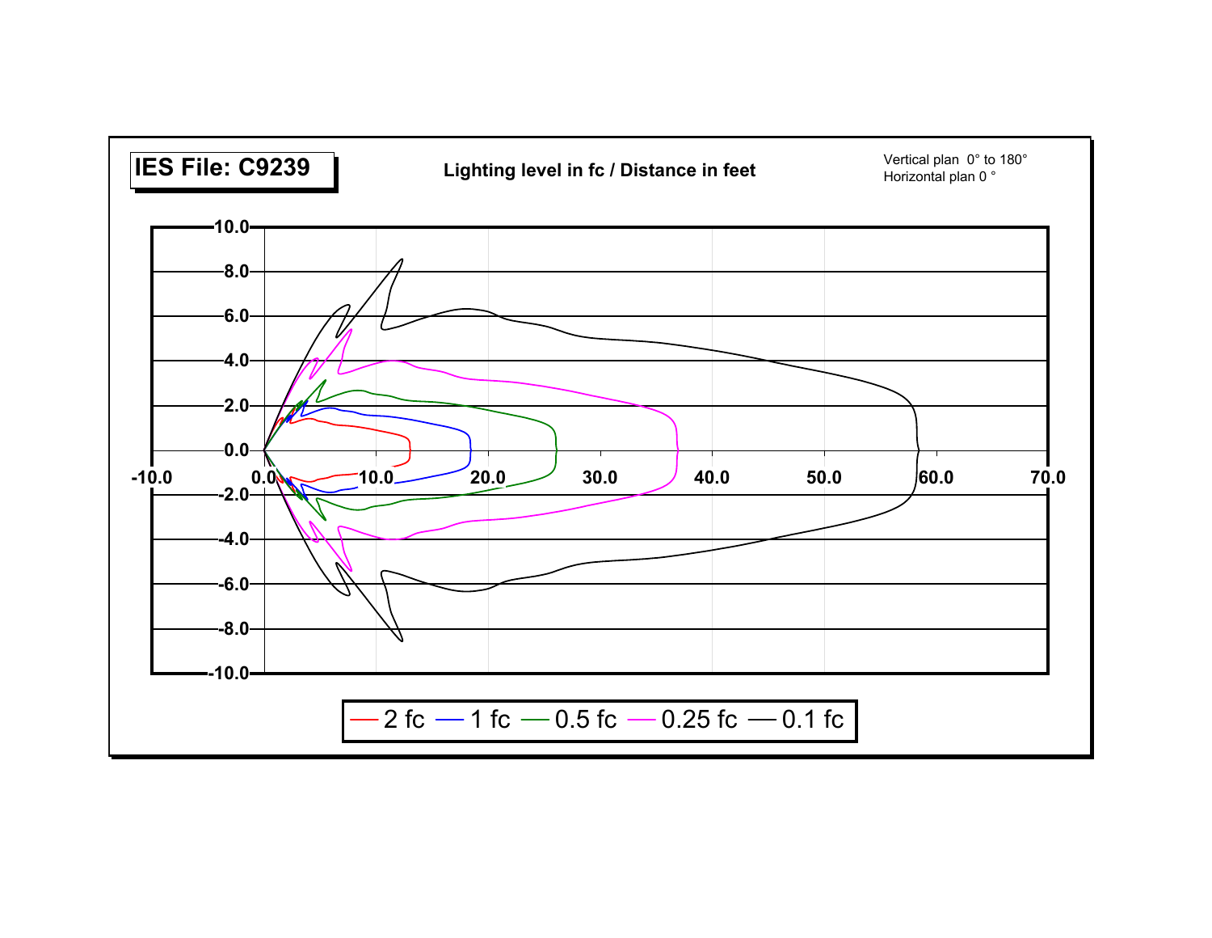**IES File: C9239**

**Lighting level in fc / Distance in feet**

Vertical plan 0° to 180°
Horizontal plan 0 °

10.0
8.0
6.0
4.0
2.0
0.0
-2.0
-4.0
-6.0
-8.0
-10.0

-10.0
0.0
10.0
20.0
30.0
40.0
50.0
60.0
70.0

2 fc
1 fc
0.5 fc
0.25 fc
0.1 fc